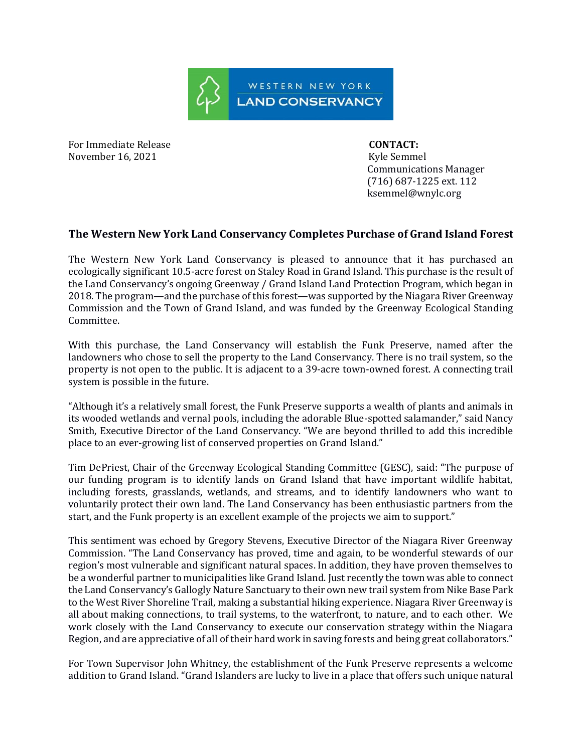WESTERN NEW YORK LAND CONSERVANCY

For Immediate Release
November 16, 2021

**CONTACT:**
Kyle Semmel
Communications Manager
(716) 687-1225 ext. 112
ksemmel@wnylc.org

## The Western New York Land Conservancy Completes Purchase of Grand Island Forest

The Western New York Land Conservancy is pleased to announce that it has purchased an ecologically significant 10.5-acre forest on Staley Road in Grand Island. This purchase is the result of the Land Conservancy's ongoing Greenway / Grand Island Land Protection Program, which began in 2018. The program—and the purchase of this forest—was supported by the Niagara River Greenway Commission and the Town of Grand Island, and was funded by the Greenway Ecological Standing Committee.

With this purchase, the Land Conservancy will establish the Funk Preserve, named after the landowners who chose to sell the property to the Land Conservancy. There is no trail system, so the property is not open to the public. It is adjacent to a 39-acre town-owned forest. A connecting trail system is possible in the future.

"Although it's a relatively small forest, the Funk Preserve supports a wealth of plants and animals in its wooded wetlands and vernal pools, including the adorable Blue-spotted salamander," said Nancy Smith, Executive Director of the Land Conservancy. "We are beyond thrilled to add this incredible place to an ever-growing list of conserved properties on Grand Island."

Tim DePriest, Chair of the Greenway Ecological Standing Committee (GESC), said: "The purpose of our funding program is to identify lands on Grand Island that have important wildlife habitat, including forests, grasslands, wetlands, and streams, and to identify landowners who want to voluntarily protect their own land. The Land Conservancy has been enthusiastic partners from the start, and the Funk property is an excellent example of the projects we aim to support."

This sentiment was echoed by Gregory Stevens, Executive Director of the Niagara River Greenway Commission. "The Land Conservancy has proved, time and again, to be wonderful stewards of our region's most vulnerable and significant natural spaces. In addition, they have proven themselves to be a wonderful partner to municipalities like Grand Island. Just recently the town was able to connect the Land Conservancy's Gallogly Nature Sanctuary to their own new trail system from Nike Base Park to the West River Shoreline Trail, making a substantial hiking experience. Niagara River Greenway is all about making connections, to trail systems, to the waterfront, to nature, and to each other. We work closely with the Land Conservancy to execute our conservation strategy within the Niagara Region, and are appreciative of all of their hard work in saving forests and being great collaborators."

For Town Supervisor John Whitney, the establishment of the Funk Preserve represents a welcome addition to Grand Island. "Grand Islanders are lucky to live in a place that offers such unique natural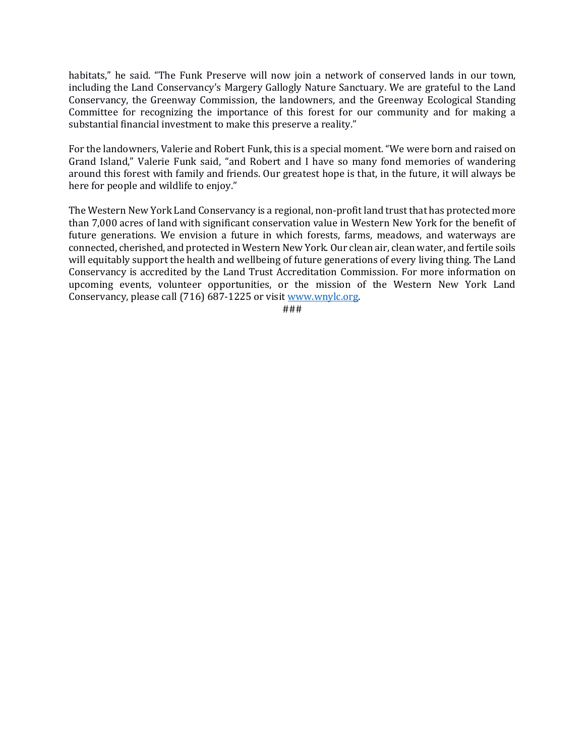habitats," he said. "The Funk Preserve will now join a network of conserved lands in our town, including the Land Conservancy's Margery Gallogly Nature Sanctuary. We are grateful to the Land Conservancy, the Greenway Commission, the landowners, and the Greenway Ecological Standing Committee for recognizing the importance of this forest for our community and for making a substantial financial investment to make this preserve a reality."

For the landowners, Valerie and Robert Funk, this is a special moment. "We were born and raised on Grand Island," Valerie Funk said, "and Robert and I have so many fond memories of wandering around this forest with family and friends. Our greatest hope is that, in the future, it will always be here for people and wildlife to enjoy."

The Western New York Land Conservancy is a regional, non-profit land trust that has protected more than 7,000 acres of land with significant conservation value in Western New York for the benefit of future generations. We envision a future in which forests, farms, meadows, and waterways are connected, cherished, and protected in Western New York. Our clean air, clean water, and fertile soils will equitably support the health and wellbeing of future generations of every living thing. The Land Conservancy is accredited by the Land Trust Accreditation Commission. For more information on upcoming events, volunteer opportunities, or the mission of the Western New York Land Conservancy, please call (716) 687-1225 or visit [www.wnylc.org](http://www.wnylc.org).

###